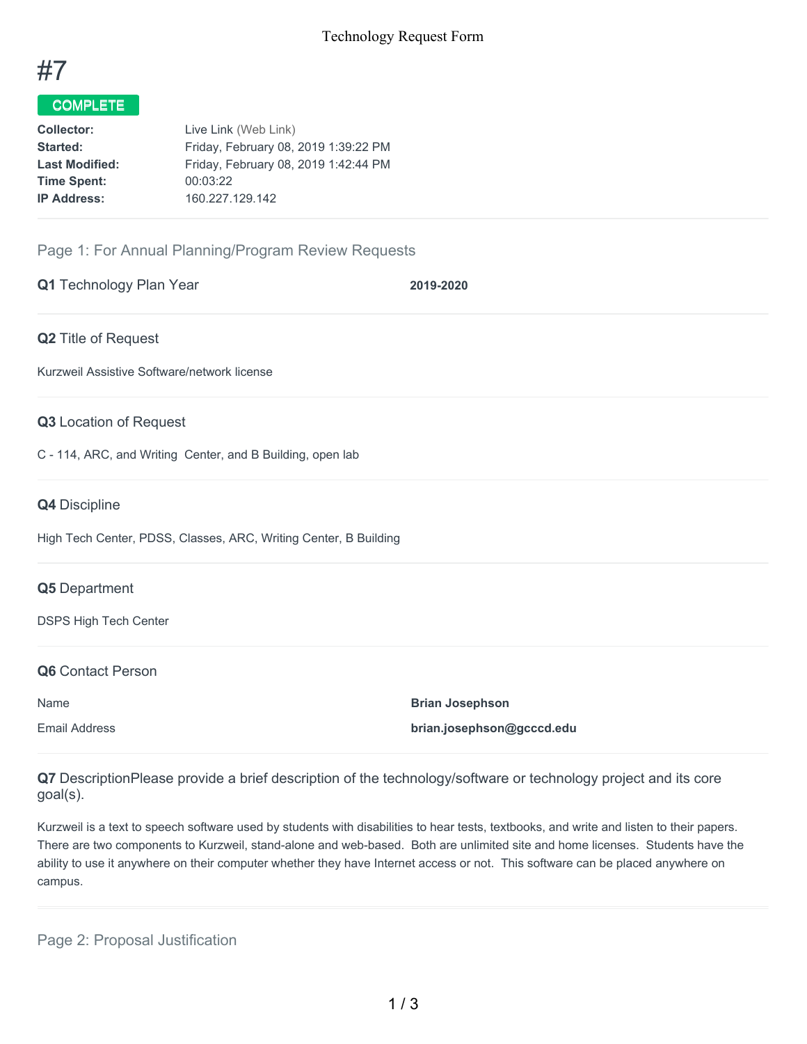Technology Request Form

# #7

**COMPLETE**

| | |
|---|---|
| **Collector:** | Live Link (Web Link) |
| **Started:** | Friday, February 08, 2019 1:39:22 PM |
| **Last Modified:** | Friday, February 08, 2019 1:42:44 PM |
| **Time Spent:** | 00:03:22 |
| **IP Address:** | 160.227.129.142 |

## Page 1: For Annual Planning/Program Review Requests

**Q1** Technology Plan Year **2019-2020**

**Q2** Title of Request

Kurzweil Assistive Software/network license

**Q3** Location of Request

C - 114, ARC, and Writing Center, and B Building, open lab

**Q4** Discipline

High Tech Center, PDSS, Classes, ARC, Writing Center, B Building

**Q5** Department

DSPS High Tech Center

**Q6** Contact Person

| | |
|---|---|
| Name | **Brian Josephson** |
| Email Address | **brian.josephson@gcccd.edu** |

**Q7** DescriptionPlease provide a brief description of the technology/software or technology project and its core goal(s).

Kurzweil is a text to speech software used by students with disabilities to hear tests, textbooks, and write and listen to their papers. There are two components to Kurzweil, stand-alone and web-based. Both are unlimited site and home licenses. Students have the ability to use it anywhere on their computer whether they have Internet access or not. This software can be placed anywhere on campus.

## Page 2: Proposal Justification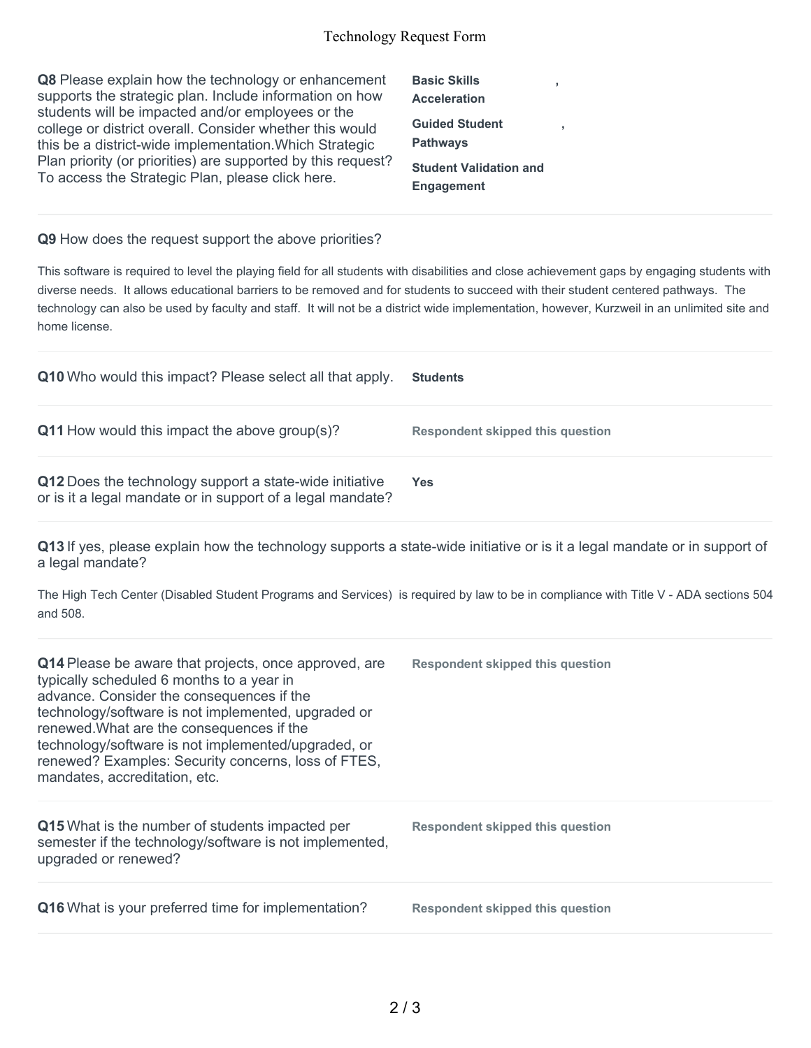**Q8** Please explain how the technology or enhancement supports the strategic plan. Include information on how students will be impacted and/or employees or the college or district overall. Consider whether this would this be a district-wide implementation.Which Strategic Plan priority (or priorities) are supported by this request? To access the Strategic Plan, please click here.

**Basic Skills Acceleration**,

**Guided Student Pathways**,

**Student Validation and Engagement**

---

**Q9** How does the request support the above priorities?

This software is required to level the playing field for all students with disabilities and close achievement gaps by engaging students with diverse needs. It allows educational barriers to be removed and for students to succeed with their student centered pathways. The technology can also be used by faculty and staff. It will not be a district wide implementation, however, Kurzweil in an unlimited site and home license.

---

**Q10** Who would this impact? Please select all that apply.

**Students**

---

**Q11** How would this impact the above group(s)?

**Respondent skipped this question**

---

**Q12** Does the technology support a state-wide initiative or is it a legal mandate or in support of a legal mandate?

**Yes**

---

**Q13** If yes, please explain how the technology supports a state-wide initiative or is it a legal mandate or in support of a legal mandate?

The High Tech Center (Disabled Student Programs and Services) is required by law to be in compliance with Title V - ADA sections 504 and 508.

---

**Q14** Please be aware that projects, once approved, are typically scheduled 6 months to a year in advance. Consider the consequences if the technology/software is not implemented, upgraded or renewed.What are the consequences if the technology/software is not implemented/upgraded, or renewed? Examples: Security concerns, loss of FTES, mandates, accreditation, etc.

**Respondent skipped this question**

---

**Q15** What is the number of students impacted per semester if the technology/software is not implemented, upgraded or renewed?

**Respondent skipped this question**

---

**Q16** What is your preferred time for implementation?

**Respondent skipped this question**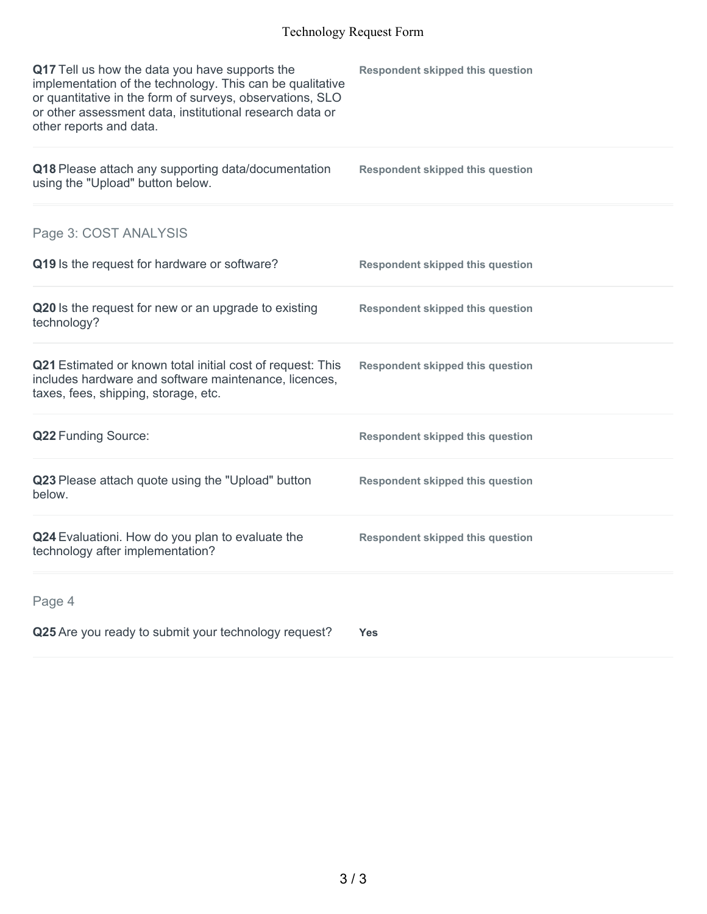**Q17** Tell us how the data you have supports the implementation of the technology. This can be qualitative or quantitative in the form of surveys, observations, SLO or other assessment data, institutional research data or other reports and data.

**Respondent skipped this question**

**Q18** Please attach any supporting data/documentation using the "Upload" button below.

**Respondent skipped this question**

## Page 3: COST ANALYSIS

**Q19** Is the request for hardware or software?

**Respondent skipped this question**

**Q20** Is the request for new or an upgrade to existing technology?

**Respondent skipped this question**

**Q21** Estimated or known total initial cost of request: This includes hardware and software maintenance, licences, taxes, fees, shipping, storage, etc.

**Respondent skipped this question**

**Q22** Funding Source:

**Respondent skipped this question**

**Q23** Please attach quote using the "Upload" button below.

**Respondent skipped this question**

**Q24** Evaluationi. How do you plan to evaluate the technology after implementation?

**Respondent skipped this question**

## Page 4

**Q25** Are you ready to submit your technology request?

**Yes**